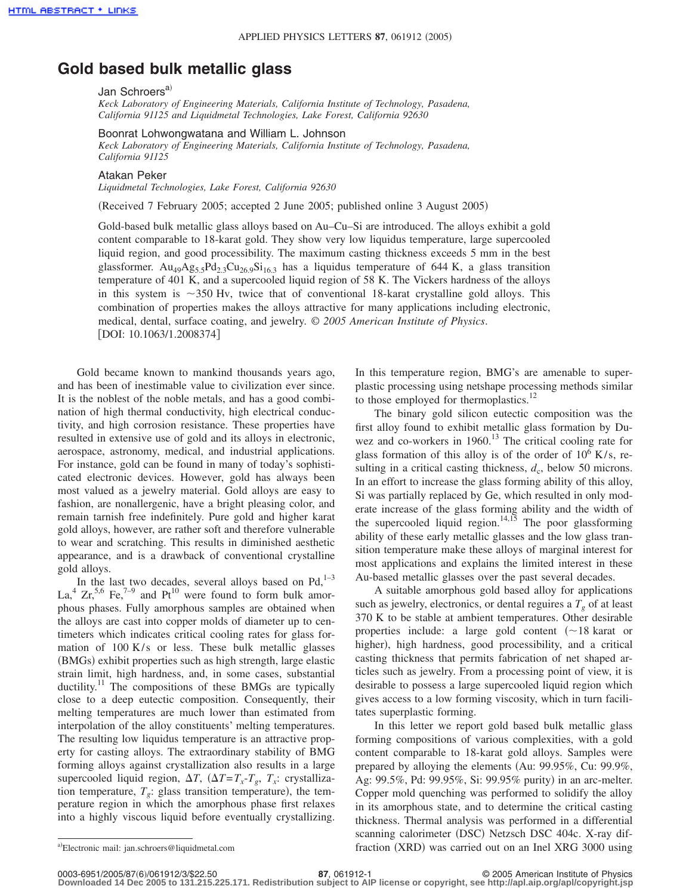# Gold based bulk metallic glass

Jan Schroers[a)]

*Keck Laboratory of Engineering Materials, California Institute of Technology, Pasadena, California 91125 and Liquidmetal Technologies, Lake Forest, California 92630*

Boonrat Lohwongwatana and William L. Johnson

*Keck Laboratory of Engineering Materials, California Institute of Technology, Pasadena, California 91125*

Atakan Peker

*Liquidmetal Technologies, Lake Forest, California 92630*

(Received 7 February 2005; accepted 2 June 2005; published online 3 August 2005)

Gold-based bulk metallic glass alloys based on Au–Cu–Si are introduced. The alloys exhibit a gold content comparable to 18-karat gold. They show very low liquidus temperature, large supercooled liquid region, and good processibility. The maximum casting thickness exceeds 5 mm in the best glassformer. $Au_{49}Ag_{5.5}Pd_{2.3}Cu_{26.9}Si_{16.3}$ has a liquidus temperature of 644 K, a glass transition temperature of 401 K, and a supercooled liquid region of 58 K. The Vickers hardness of the alloys in this system is ~350 Hv, twice that of conventional 18-karat crystalline gold alloys. This combination of properties makes the alloys attractive for many applications including electronic, medical, dental, surface coating, and jewelry. *© 2005 American Institute of Physics*. [DOI: 10.1063/1.2008374]

Gold became known to mankind thousands years ago, and has been of inestimable value to civilization ever since. It is the noblest of the noble metals, and has a good combination of high thermal conductivity, high electrical conductivity, and high corrosion resistance. These properties have resulted in extensive use of gold and its alloys in electronic, aerospace, astronomy, medical, and industrial applications. For instance, gold can be found in many of today's sophisticated electronic devices. However, gold has always been most valued as a jewelry material. Gold alloys are easy to fashion, are nonallergenic, have a bright pleasing color, and remain tarnish free indefinitely. Pure gold and higher karat gold alloys, however, are rather soft and therefore vulnerable to wear and scratching. This results in diminished aesthetic appearance, and is a drawback of conventional crystalline gold alloys.

In the last two decades, several alloys based on Pd,[1–3] La,[4] Zr,[5,6] Fe,[7–9] and Pt[10] were found to form bulk amorphous phases. Fully amorphous samples are obtained when the alloys are cast into copper molds of diameter up to centimeters which indicates critical cooling rates for glass formation of 100 K/s or less. These bulk metallic glasses (BMGs) exhibit properties such as high strength, large elastic strain limit, high hardness, and, in some cases, substantial ductility.[11] The compositions of these BMGs are typically close to a deep eutectic composition. Consequently, their melting temperatures are much lower than estimated from interpolation of the alloy constituents' melting temperatures. The resulting low liquidus temperature is an attractive property for casting alloys. The extraordinary stability of BMG forming alloys against crystallization also results in a large supercooled liquid region, $\Delta T$, ($\Delta T = T_x - T_g$, $T_x$: crystallization temperature, $T_g$: glass transition temperature), the temperature region in which the amorphous phase first relaxes into a highly viscous liquid before eventually crystallizing. In this temperature region, BMG's are amenable to superplastic processing using netshape processing methods similar to those employed for thermoplastics.[12]

The binary gold silicon eutectic composition was the first alloy found to exhibit metallic glass formation by Duwez and co-workers in 1960.[13] The critical cooling rate for glass formation of this alloy is of the order of $10^6$ K/s, resulting in a critical casting thickness, $d_c$, below 50 microns. In an effort to increase the glass forming ability of this alloy, Si was partially replaced by Ge, which resulted in only moderate increase of the glass forming ability and the width of the supercooled liquid region.[14,15] The poor glassforming ability of these early metallic glasses and the low glass transition temperature make these alloys of marginal interest for most applications and explains the limited interest in these Au-based metallic glasses over the past several decades.

A suitable amorphous gold based alloy for applications such as jewelry, electronics, or dental requires a $T_g$ of at least 370 K to be stable at ambient temperatures. Other desirable properties include: a large gold content (~18 karat or higher), high hardness, good processibility, and a critical casting thickness that permits fabrication of net shaped articles such as jewelry. From a processing point of view, it is desirable to possess a large supercooled liquid region which gives access to a low forming viscosity, which in turn facilitates superplastic forming.

In this letter we report gold based bulk metallic glass forming compositions of various complexities, with a gold content comparable to 18-karat gold alloys. Samples were prepared by alloying the elements (Au: 99.95%, Cu: 99.9%, Ag: 99.5%, Pd: 99.95%, Si: 99.95% purity) in an arc-melter. Copper mold quenching was performed to solidify the alloy in its amorphous state, and to determine the critical casting thickness. Thermal analysis was performed in a differential scanning calorimeter (DSC) Netzsch DSC 404c. X-ray diffraction (XRD) was carried out on an Inel XRG 3000 using

[a)]Electronic mail: jan.schroers@liquidmetal.com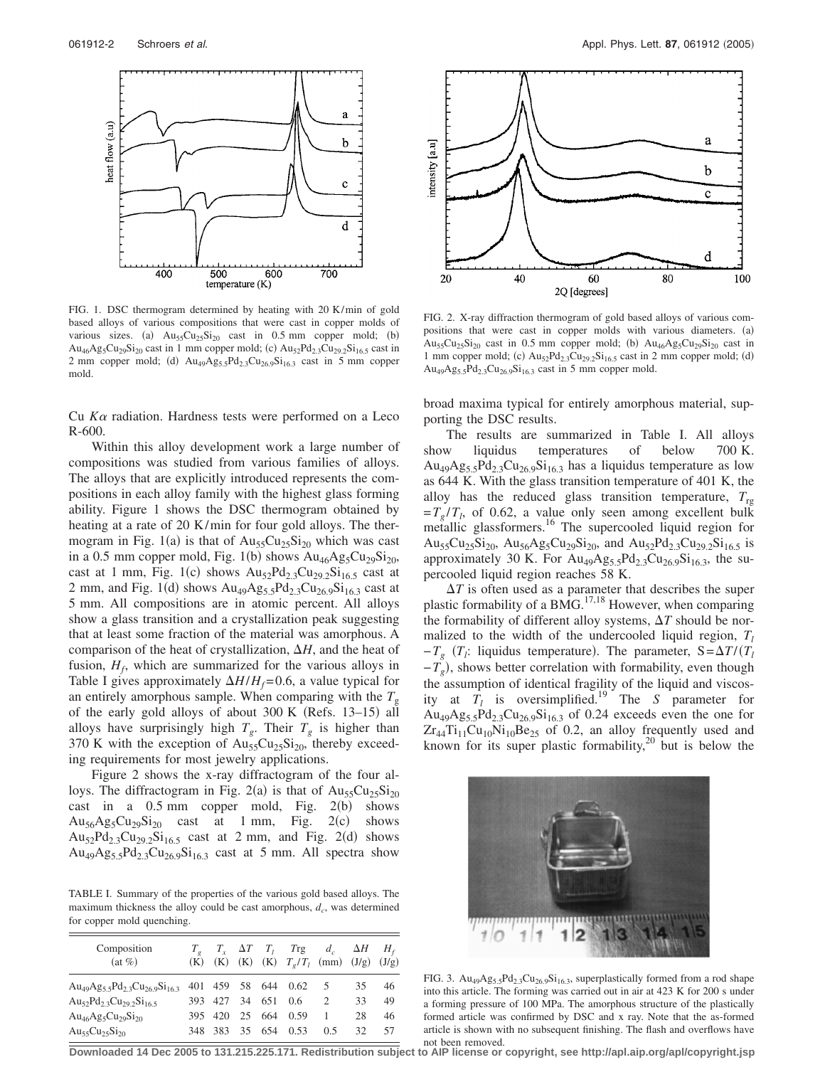FIG. 1. DSC thermogram determined by heating with 20 K/min of gold based alloys of various compositions that were cast in copper molds of various sizes. (a) $Au_{55}Cu_{25}Si_{20}$ cast in 0.5 mm copper mold; (b) $Au_{46}Ag_{5}Cu_{29}Si_{20}$ cast in 1 mm copper mold; (c) $Au_{52}Pd_{2.3}Cu_{29.2}Si_{16.5}$ cast in 2 mm copper mold; (d) $Au_{49}Ag_{5.5}Pd_{2.3}Cu_{26.9}Si_{16.3}$ cast in 5 mm copper mold.

Cu $K\alpha$ radiation. Hardness tests were performed on a Leco R-600.

Within this alloy development work a large number of compositions was studied from various families of alloys. The alloys that are explicitly introduced represents the compositions in each alloy family with the highest glass forming ability. Figure 1 shows the DSC thermogram obtained by heating at a rate of 20 K/min for four gold alloys. The thermogram in Fig. 1(a) is that of $Au_{55}Cu_{25}Si_{20}$ which was cast in a 0.5 mm copper mold, Fig. 1(b) shows $Au_{46}Ag_{5}Cu_{29}Si_{20}$, cast at 1 mm, Fig. 1(c) shows $Au_{52}Pd_{2.3}Cu_{29.2}Si_{16.5}$ cast at 2 mm, and Fig. 1(d) shows $Au_{49}Ag_{5.5}Pd_{2.3}Cu_{26.9}Si_{16.3}$ cast at 5 mm. All compositions are in atomic percent. All alloys show a glass transition and a crystallization peak suggesting that at least some fraction of the material was amorphous. A comparison of the heat of crystallization, $\Delta H$, and the heat of fusion, $H_f$, which are summarized for the various alloys in Table I gives approximately $\Delta H/H_f = 0.6$, a value typical for an entirely amorphous sample. When comparing with the $T_g$ of the early gold alloys of about 300 K (Refs. 13–15) all alloys have surprisingly high $T_g$. Their $T_g$ is higher than 370 K with the exception of $Au_{55}Cu_{25}Si_{20}$, thereby exceeding requirements for most jewelry applications.

Figure 2 shows the x-ray diffractogram of the four alloys. The diffractogram in Fig. 2(a) is that of $Au_{55}Cu_{25}Si_{20}$ cast in a 0.5 mm copper mold, Fig. 2(b) shows $Au_{56}Ag_{5}Cu_{29}Si_{20}$ cast at 1 mm, Fig. 2(c) shows $Au_{52}Pd_{2.3}Cu_{29.2}Si_{16.5}$ cast at 2 mm, and Fig. 2(d) shows $Au_{49}Ag_{5.5}Pd_{2.3}Cu_{26.9}Si_{16.3}$ cast at 5 mm. All spectra show broad maxima typical for entirely amorphous material, supporting the DSC results.

TABLE I. Summary of the properties of the various gold based alloys. The maximum thickness the alloy could be cast amorphous, $d_c$, was determined for copper mold quenching.

| Composition (at %) | $T_g$ (K) | $T_x$ (K) | $\Delta T$ (K) | $T_l$ (K) | Trg $T_g/T_l$ | $d_c$ (mm) | $\Delta H$ (J/g) | $H_f$ (J/g) |
|---|---|---|---|---|---|---|---|---|
| $Au_{49}Ag_{5.5}Pd_{2.3}Cu_{26.9}Si_{16.3}$ | 401 | 459 | 58 | 644 | 0.62 | 5 | 35 | 46 |
| $Au_{52}Pd_{2.3}Cu_{29.2}Si_{16.5}$ | 393 | 427 | 34 | 651 | 0.6 | 2 | 33 | 49 |
| $Au_{46}Ag_{5}Cu_{29}Si_{20}$ | 395 | 420 | 25 | 664 | 0.59 | 1 | 28 | 46 |
| $Au_{55}Cu_{25}Si_{20}$ | 348 | 383 | 35 | 654 | 0.53 | 0.5 | 32 | 57 |

FIG. 2. X-ray diffraction thermogram of gold based alloys of various compositions that were cast in copper molds with various diameters. (a) $Au_{55}Cu_{25}Si_{20}$ cast in 0.5 mm copper mold; (b) $Au_{46}Ag_{5}Cu_{29}Si_{20}$ cast in 1 mm copper mold; (c) $Au_{52}Pd_{2.3}Cu_{29.2}Si_{16.5}$ cast in 2 mm copper mold; (d) $Au_{49}Ag_{5.5}Pd_{2.3}Cu_{26.9}Si_{16.3}$ cast in 5 mm copper mold.

The results are summarized in Table I. All alloys show liquidus temperatures of below 700 K. $Au_{49}Ag_{5.5}Pd_{2.3}Cu_{26.9}Si_{16.3}$ has a liquidus temperature as low as 644 K. With the glass transition temperature of 401 K, the alloy has the reduced glass transition temperature, $T_{rg} = T_g/T_l$, of 0.62, a value only seen among excellent bulk metallic glassformers.[16] The supercooled liquid region for $Au_{55}Cu_{25}Si_{20}$, $Au_{56}Ag_{5}Cu_{29}Si_{20}$, and $Au_{52}Pd_{2.3}Cu_{29.2}Si_{16.5}$ is approximately 30 K. For $Au_{49}Ag_{5.5}Pd_{2.3}Cu_{26.9}Si_{16.3}$, the supercooled liquid region reaches 58 K.

$\Delta T$ is often used as a parameter that describes the super plastic formability of a BMG.[17,18] However, when comparing the formability of different alloy systems, $\Delta T$ should be normalized to the width of the undercooled liquid region, $T_l - T_g$ ($T_l$: liquidus temperature). The parameter, $S = \Delta T/(T_l - T_g)$, shows better correlation with formability, even though the assumption of identical fragility of the liquid and viscosity at $T_l$ is oversimplified.[19] The $S$ parameter for $Au_{49}Ag_{5.5}Pd_{2.3}Cu_{26.9}Si_{16.3}$ of 0.24 exceeds even the one for $Zr_{44}Ti_{11}Cu_{10}Ni_{10}Be_{25}$ of 0.2, an alloy frequently used and known for its super plastic formability,[20] but is below the

FIG. 3. $Au_{49}Ag_{5.5}Pd_{2.3}Cu_{26.9}Si_{16.3}$, superplastically formed from a rod shape into this article. The forming was carried out in air at 423 K for 200 s under a forming pressure of 100 MPa. The amorphous structure of the plastically formed article was confirmed by DSC and x ray. Note that the as-formed article is shown with no subsequent finishing. The flash and overflows have not been removed.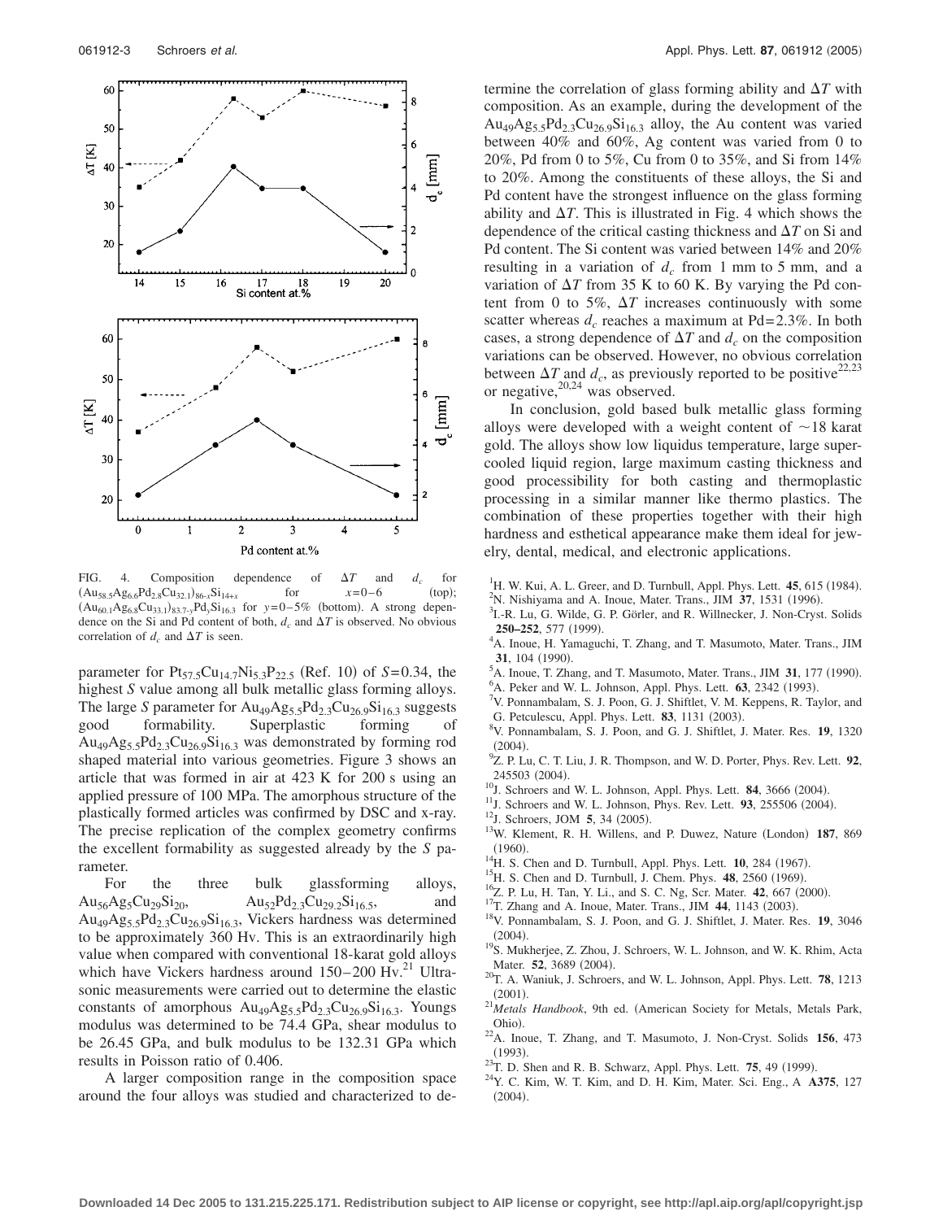ΔT [K]

d$_c$ [mm]

60
50
40
30
20

8
6
4
2
0

14 15 16 17 18 19 20

Si content at.%

ΔT [K]

d$_c$ [mm]

60
50
40
30
20

8
6
4
2

0 1 2 3 4 5

Pd content at.%

FIG. 4. Composition dependence of $\Delta T$ and $d_c$ for $(Au_{58.5}Ag_{6.6}Pd_{2.8}Cu_{32.1})_{86-x}Si_{14+x}$ for $x=0-6$ (top); $(Au_{60.1}Ag_{6.8}Cu_{33.1})_{83.7-y}Pd_ySi_{16.3}$ for $y=0-5\%$ (bottom). A strong dependence on the Si and Pd content of both, $d_c$ and $\Delta T$ is observed. No obvious correlation of $d_c$ and $\Delta T$ is seen.

parameter for $Pt_{57.5}Cu_{14.7}Ni_{5.3}P_{22.5}$ (Ref. 10) of $S=0.34$, the highest $S$ value among all bulk metallic glass forming alloys. The large $S$ parameter for $Au_{49}Ag_{5.5}Pd_{2.3}Cu_{26.9}Si_{16.3}$ suggests good formability. Superplastic forming of $Au_{49}Ag_{5.5}Pd_{2.3}Cu_{26.9}Si_{16.3}$ was demonstrated by forming rod shaped material into various geometries. Figure 3 shows an article that was formed in air at 423 K for 200 s using an applied pressure of 100 MPa. The amorphous structure of the plastically formed articles was confirmed by DSC and x-ray. The precise replication of the complex geometry confirms the excellent formability as suggested already by the $S$ parameter.

For the three bulk glassforming alloys, $Au_{56}Ag_5Cu_{29}Si_{20}$, $Au_{52}Pd_{2.3}Cu_{29.2}Si_{16.5}$, and $Au_{49}Ag_{5.5}Pd_{2.3}Cu_{26.9}Si_{16.3}$, Vickers hardness was determined to be approximately 360 Hv. This is an extraordinarily high value when compared with conventional 18-karat gold alloys which have Vickers hardness around 150–200 Hv.[21] Ultrasonic measurements were carried out to determine the elastic constants of amorphous $Au_{49}Ag_{5.5}Pd_{2.3}Cu_{26.9}Si_{16.3}$. Youngs modulus was determined to be 74.4 GPa, shear modulus to be 26.45 GPa, and bulk modulus to be 132.31 GPa which results in Poisson ratio of 0.406.

A larger composition range in the composition space around the four alloys was studied and characterized to determine the correlation of glass forming ability and $\Delta T$ with composition. As an example, during the development of the $Au_{49}Ag_{5.5}Pd_{2.3}Cu_{26.9}Si_{16.3}$ alloy, the Au content was varied between 40% and 60%, Ag content was varied from 0 to 20%, Pd from 0 to 5%, Cu from 0 to 35%, and Si from 14% to 20%. Among the constituents of these alloys, the Si and Pd content have the strongest influence on the glass forming ability and $\Delta T$. This is illustrated in Fig. 4 which shows the dependence of the critical casting thickness and $\Delta T$ on Si and Pd content. The Si content was varied between 14% and 20% resulting in a variation of $d_c$ from 1 mm to 5 mm, and a variation of $\Delta T$ from 35 K to 60 K. By varying the Pd content from 0 to 5%, $\Delta T$ increases continuously with some scatter whereas $d_c$ reaches a maximum at Pd=2.3%. In both cases, a strong dependence of $\Delta T$ and $d_c$ on the composition variations can be observed. However, no obvious correlation between $\Delta T$ and $d_c$, as previously reported to be positive[22,23] or negative,[20,24] was observed.

In conclusion, gold based bulk metallic glass forming alloys were developed with a weight content of ~18 karat gold. The alloys show low liquidus temperature, large supercooled liquid region, large maximum casting thickness and good processibility for both casting and thermoplastic processing in a similar manner like thermo plastics. The combination of these properties together with their high hardness and esthetical appearance make them ideal for jewelry, dental, medical, and electronic applications.

[1] H. W. Kui, A. L. Greer, and D. Turnbull, Appl. Phys. Lett. **45**, 615 (1984).
[2] N. Nishiyama and A. Inoue, Mater. Trans., JIM **37**, 1531 (1996).
[3] I.-R. Lu, G. Wilde, G. P. Görler, and R. Willnecker, J. Non-Cryst. Solids **250–252**, 577 (1999).
[4] A. Inoue, H. Yamaguchi, T. Zhang, and T. Masumoto, Mater. Trans., JIM **31**, 104 (1990).
[5] A. Inoue, T. Zhang, and T. Masumoto, Mater. Trans., JIM **31**, 177 (1990).
[6] A. Peker and W. L. Johnson, Appl. Phys. Lett. **63**, 2342 (1993).
[7] V. Ponnambalam, S. J. Poon, G. J. Shiftlet, V. M. Keppens, R. Taylor, and G. Petculescu, Appl. Phys. Lett. **83**, 1131 (2003).
[8] V. Ponnambalam, S. J. Poon, and G. J. Shiftlet, J. Mater. Res. **19**, 1320 (2004).
[9] Z. P. Lu, C. T. Liu, J. R. Thompson, and W. D. Porter, Phys. Rev. Lett. **92**, 245503 (2004).
[10] J. Schroers and W. L. Johnson, Appl. Phys. Lett. **84**, 3666 (2004).
[11] J. Schroers and W. L. Johnson, Phys. Rev. Lett. **93**, 255506 (2004).
[12] J. Schroers, JOM **5**, 34 (2005).
[13] W. Klement, R. H. Willens, and P. Duwez, Nature (London) **187**, 869 (1960).
[14] H. S. Chen and D. Turnbull, Appl. Phys. Lett. **10**, 284 (1967).
[15] H. S. Chen and D. Turnbull, J. Chem. Phys. **48**, 2560 (1969).
[16] Z. P. Lu, H. Tan, Y. Li., and S. C. Ng, Scr. Mater. **42**, 667 (2000).
[17] T. Zhang and A. Inoue, Mater. Trans., JIM **44**, 1143 (2003).
[18] V. Ponnambalam, S. J. Poon, and G. J. Shiftlet, J. Mater. Res. **19**, 3046 (2004).
[19] S. Mukherjee, Z. Zhou, J. Schroers, W. L. Johnson, and W. K. Rhim, Acta Mater. **52**, 3689 (2004).
[20] T. A. Waniuk, J. Schroers, and W. L. Johnson, Appl. Phys. Lett. **78**, 1213 (2001).
[21] *Metals Handbook*, 9th ed. (American Society for Metals, Metals Park, Ohio).
[22] A. Inoue, T. Zhang, and T. Masumoto, J. Non-Cryst. Solids **156**, 473 (1993).
[23] T. D. Shen and R. B. Schwarz, Appl. Phys. Lett. **75**, 49 (1999).
[24] Y. C. Kim, W. T. Kim, and D. H. Kim, Mater. Sci. Eng., A **A375**, 127 (2004).